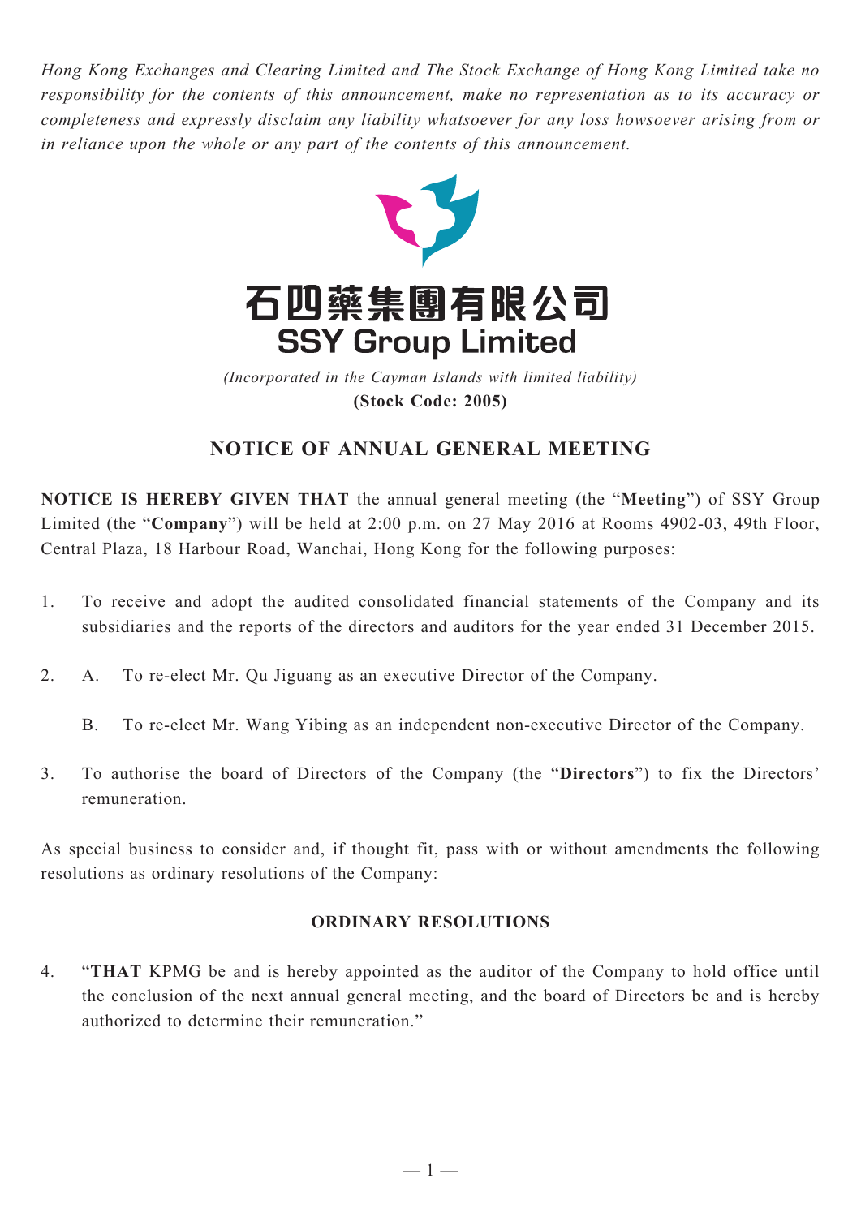*Hong Kong Exchanges and Clearing Limited and The Stock Exchange of Hong Kong Limited take no responsibility for the contents of this announcement, make no representation as to its accuracy or completeness and expressly disclaim any liability whatsoever for any loss howsoever arising from or in reliance upon the whole or any part of the contents of this announcement.*

# 石四藥集團有限公司
# SSY Group Limited

*(Incorporated in the Cayman Islands with limited liability)*

**(Stock Code: 2005)**

## NOTICE OF ANNUAL GENERAL MEETING

**NOTICE IS HEREBY GIVEN THAT** the annual general meeting (the "**Meeting**") of SSY Group Limited (the "**Company**") will be held at 2:00 p.m. on 27 May 2016 at Rooms 4902-03, 49th Floor, Central Plaza, 18 Harbour Road, Wanchai, Hong Kong for the following purposes:

1. To receive and adopt the audited consolidated financial statements of the Company and its subsidiaries and the reports of the directors and auditors for the year ended 31 December 2015.

2. A. To re-elect Mr. Qu Jiguang as an executive Director of the Company.

   B. To re-elect Mr. Wang Yibing as an independent non-executive Director of the Company.

3. To authorise the board of Directors of the Company (the "**Directors**") to fix the Directors' remuneration.

As special business to consider and, if thought fit, pass with or without amendments the following resolutions as ordinary resolutions of the Company:

### ORDINARY RESOLUTIONS

4. "**THAT** KPMG be and is hereby appointed as the auditor of the Company to hold office until the conclusion of the next annual general meeting, and the board of Directors be and is hereby authorized to determine their remuneration."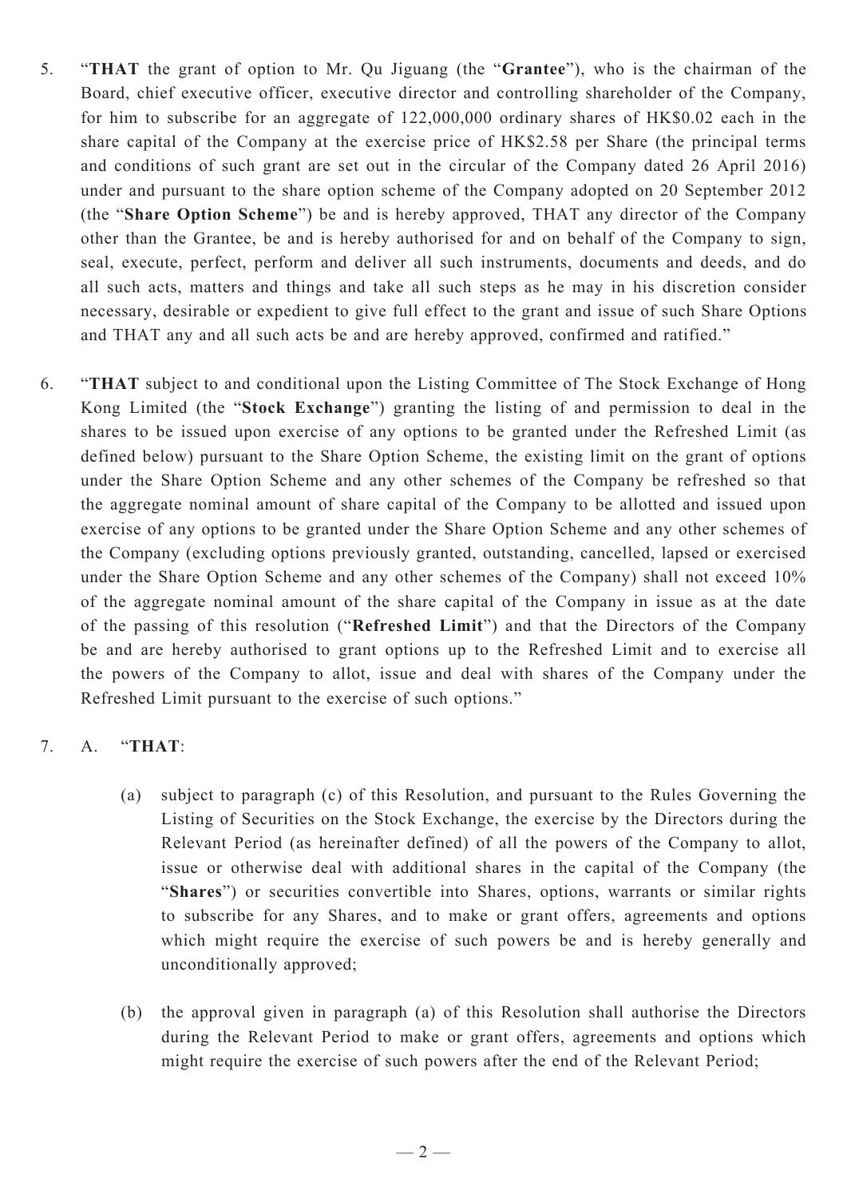5. "**THAT** the grant of option to Mr. Qu Jiguang (the "**Grantee**"), who is the chairman of the Board, chief executive officer, executive director and controlling shareholder of the Company, for him to subscribe for an aggregate of 122,000,000 ordinary shares of HK$0.02 each in the share capital of the Company at the exercise price of HK$2.58 per Share (the principal terms and conditions of such grant are set out in the circular of the Company dated 26 April 2016) under and pursuant to the share option scheme of the Company adopted on 20 September 2012 (the "**Share Option Scheme**") be and is hereby approved, THAT any director of the Company other than the Grantee, be and is hereby authorised for and on behalf of the Company to sign, seal, execute, perfect, perform and deliver all such instruments, documents and deeds, and do all such acts, matters and things and take all such steps as he may in his discretion consider necessary, desirable or expedient to give full effect to the grant and issue of such Share Options and THAT any and all such acts be and are hereby approved, confirmed and ratified."

6. "**THAT** subject to and conditional upon the Listing Committee of The Stock Exchange of Hong Kong Limited (the "**Stock Exchange**") granting the listing of and permission to deal in the shares to be issued upon exercise of any options to be granted under the Refreshed Limit (as defined below) pursuant to the Share Option Scheme, the existing limit on the grant of options under the Share Option Scheme and any other schemes of the Company be refreshed so that the aggregate nominal amount of share capital of the Company to be allotted and issued upon exercise of any options to be granted under the Share Option Scheme and any other schemes of the Company (excluding options previously granted, outstanding, cancelled, lapsed or exercised under the Share Option Scheme and any other schemes of the Company) shall not exceed 10% of the aggregate nominal amount of the share capital of the Company in issue as at the date of the passing of this resolution ("**Refreshed Limit**") and that the Directors of the Company be and are hereby authorised to grant options up to the Refreshed Limit and to exercise all the powers of the Company to allot, issue and deal with shares of the Company under the Refreshed Limit pursuant to the exercise of such options."

7. A. "**THAT**:

   (a) subject to paragraph (c) of this Resolution, and pursuant to the Rules Governing the Listing of Securities on the Stock Exchange, the exercise by the Directors during the Relevant Period (as hereinafter defined) of all the powers of the Company to allot, issue or otherwise deal with additional shares in the capital of the Company (the "**Shares**") or securities convertible into Shares, options, warrants or similar rights to subscribe for any Shares, and to make or grant offers, agreements and options which might require the exercise of such powers be and is hereby generally and unconditionally approved;

   (b) the approval given in paragraph (a) of this Resolution shall authorise the Directors during the Relevant Period to make or grant offers, agreements and options which might require the exercise of such powers after the end of the Relevant Period;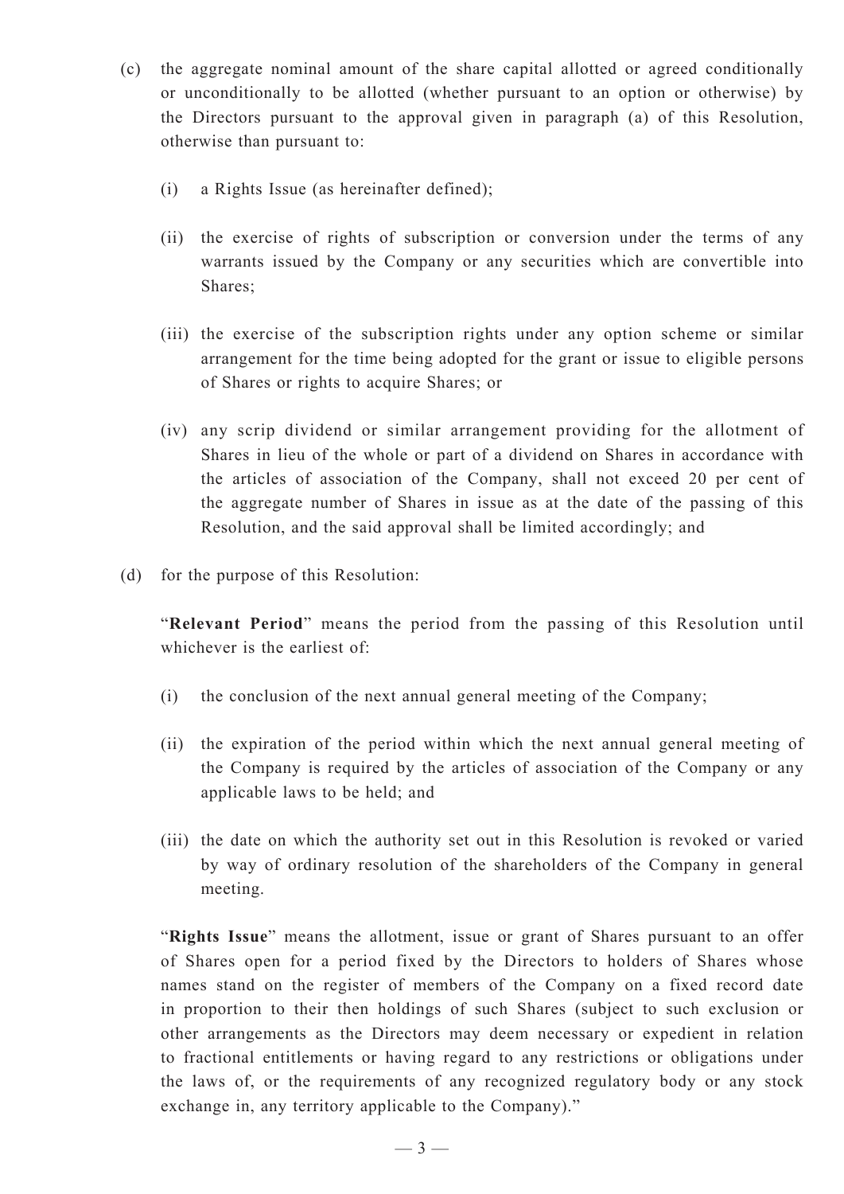(c) the aggregate nominal amount of the share capital allotted or agreed conditionally or unconditionally to be allotted (whether pursuant to an option or otherwise) by the Directors pursuant to the approval given in paragraph (a) of this Resolution, otherwise than pursuant to:

   (i) a Rights Issue (as hereinafter defined);

   (ii) the exercise of rights of subscription or conversion under the terms of any warrants issued by the Company or any securities which are convertible into Shares;

   (iii) the exercise of the subscription rights under any option scheme or similar arrangement for the time being adopted for the grant or issue to eligible persons of Shares or rights to acquire Shares; or

   (iv) any scrip dividend or similar arrangement providing for the allotment of Shares in lieu of the whole or part of a dividend on Shares in accordance with the articles of association of the Company, shall not exceed 20 per cent of the aggregate number of Shares in issue as at the date of the passing of this Resolution, and the said approval shall be limited accordingly; and

(d) for the purpose of this Resolution:

   "**Relevant Period**" means the period from the passing of this Resolution until whichever is the earliest of:

   (i) the conclusion of the next annual general meeting of the Company;

   (ii) the expiration of the period within which the next annual general meeting of the Company is required by the articles of association of the Company or any applicable laws to be held; and

   (iii) the date on which the authority set out in this Resolution is revoked or varied by way of ordinary resolution of the shareholders of the Company in general meeting.

   "**Rights Issue**" means the allotment, issue or grant of Shares pursuant to an offer of Shares open for a period fixed by the Directors to holders of Shares whose names stand on the register of members of the Company on a fixed record date in proportion to their then holdings of such Shares (subject to such exclusion or other arrangements as the Directors may deem necessary or expedient in relation to fractional entitlements or having regard to any restrictions or obligations under the laws of, or the requirements of any recognized regulatory body or any stock exchange in, any territory applicable to the Company)."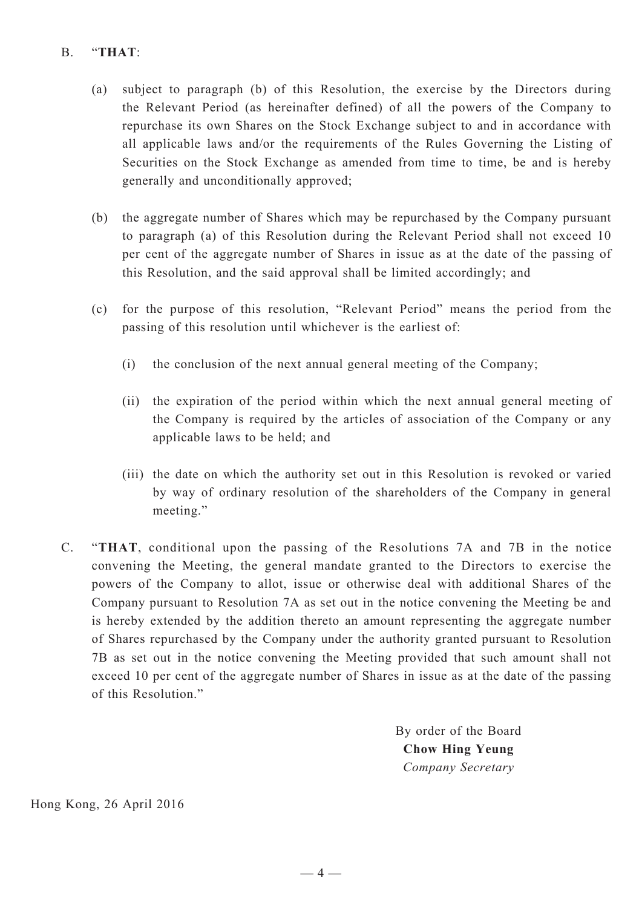B. “**THAT**:

(a) subject to paragraph (b) of this Resolution, the exercise by the Directors during the Relevant Period (as hereinafter defined) of all the powers of the Company to repurchase its own Shares on the Stock Exchange subject to and in accordance with all applicable laws and/or the requirements of the Rules Governing the Listing of Securities on the Stock Exchange as amended from time to time, be and is hereby generally and unconditionally approved;

(b) the aggregate number of Shares which may be repurchased by the Company pursuant to paragraph (a) of this Resolution during the Relevant Period shall not exceed 10 per cent of the aggregate number of Shares in issue as at the date of the passing of this Resolution, and the said approval shall be limited accordingly; and

(c) for the purpose of this resolution, “Relevant Period” means the period from the passing of this resolution until whichever is the earliest of:

(i) the conclusion of the next annual general meeting of the Company;

(ii) the expiration of the period within which the next annual general meeting of the Company is required by the articles of association of the Company or any applicable laws to be held; and

(iii) the date on which the authority set out in this Resolution is revoked or varied by way of ordinary resolution of the shareholders of the Company in general meeting.”

C. “**THAT**, conditional upon the passing of the Resolutions 7A and 7B in the notice convening the Meeting, the general mandate granted to the Directors to exercise the powers of the Company to allot, issue or otherwise deal with additional Shares of the Company pursuant to Resolution 7A as set out in the notice convening the Meeting be and is hereby extended by the addition thereto an amount representing the aggregate number of Shares repurchased by the Company under the authority granted pursuant to Resolution 7B as set out in the notice convening the Meeting provided that such amount shall not exceed 10 per cent of the aggregate number of Shares in issue as at the date of the passing of this Resolution.”

By order of the Board
**Chow Hing Yeung**
*Company Secretary*

Hong Kong, 26 April 2016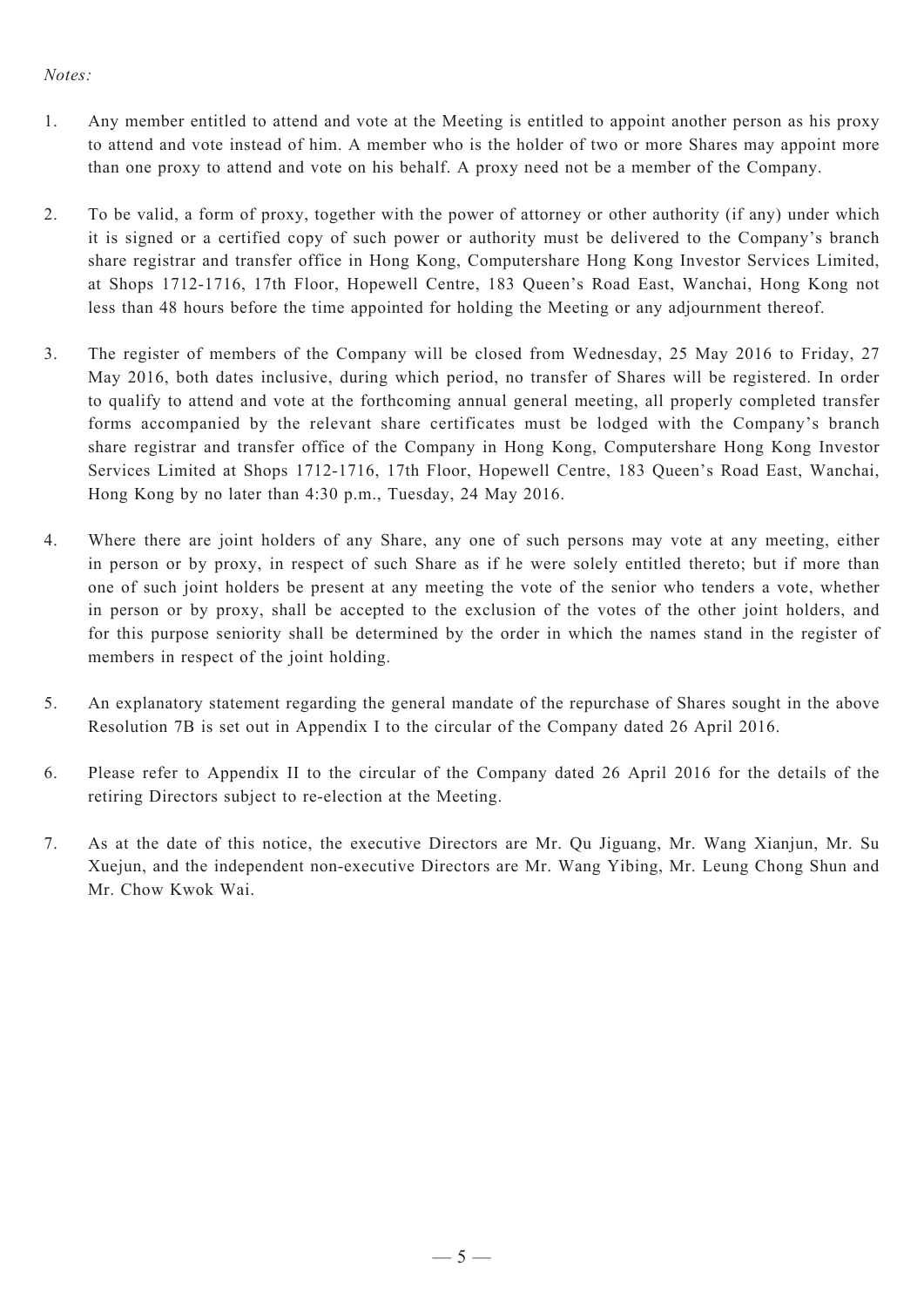*Notes:*

1. Any member entitled to attend and vote at the Meeting is entitled to appoint another person as his proxy to attend and vote instead of him. A member who is the holder of two or more Shares may appoint more than one proxy to attend and vote on his behalf. A proxy need not be a member of the Company.

2. To be valid, a form of proxy, together with the power of attorney or other authority (if any) under which it is signed or a certified copy of such power or authority must be delivered to the Company's branch share registrar and transfer office in Hong Kong, Computershare Hong Kong Investor Services Limited, at Shops 1712-1716, 17th Floor, Hopewell Centre, 183 Queen's Road East, Wanchai, Hong Kong not less than 48 hours before the time appointed for holding the Meeting or any adjournment thereof.

3. The register of members of the Company will be closed from Wednesday, 25 May 2016 to Friday, 27 May 2016, both dates inclusive, during which period, no transfer of Shares will be registered. In order to qualify to attend and vote at the forthcoming annual general meeting, all properly completed transfer forms accompanied by the relevant share certificates must be lodged with the Company's branch share registrar and transfer office of the Company in Hong Kong, Computershare Hong Kong Investor Services Limited at Shops 1712-1716, 17th Floor, Hopewell Centre, 183 Queen's Road East, Wanchai, Hong Kong by no later than 4:30 p.m., Tuesday, 24 May 2016.

4. Where there are joint holders of any Share, any one of such persons may vote at any meeting, either in person or by proxy, in respect of such Share as if he were solely entitled thereto; but if more than one of such joint holders be present at any meeting the vote of the senior who tenders a vote, whether in person or by proxy, shall be accepted to the exclusion of the votes of the other joint holders, and for this purpose seniority shall be determined by the order in which the names stand in the register of members in respect of the joint holding.

5. An explanatory statement regarding the general mandate of the repurchase of Shares sought in the above Resolution 7B is set out in Appendix I to the circular of the Company dated 26 April 2016.

6. Please refer to Appendix II to the circular of the Company dated 26 April 2016 for the details of the retiring Directors subject to re-election at the Meeting.

7. As at the date of this notice, the executive Directors are Mr. Qu Jiguang, Mr. Wang Xianjun, Mr. Su Xuejun, and the independent non-executive Directors are Mr. Wang Yibing, Mr. Leung Chong Shun and Mr. Chow Kwok Wai.